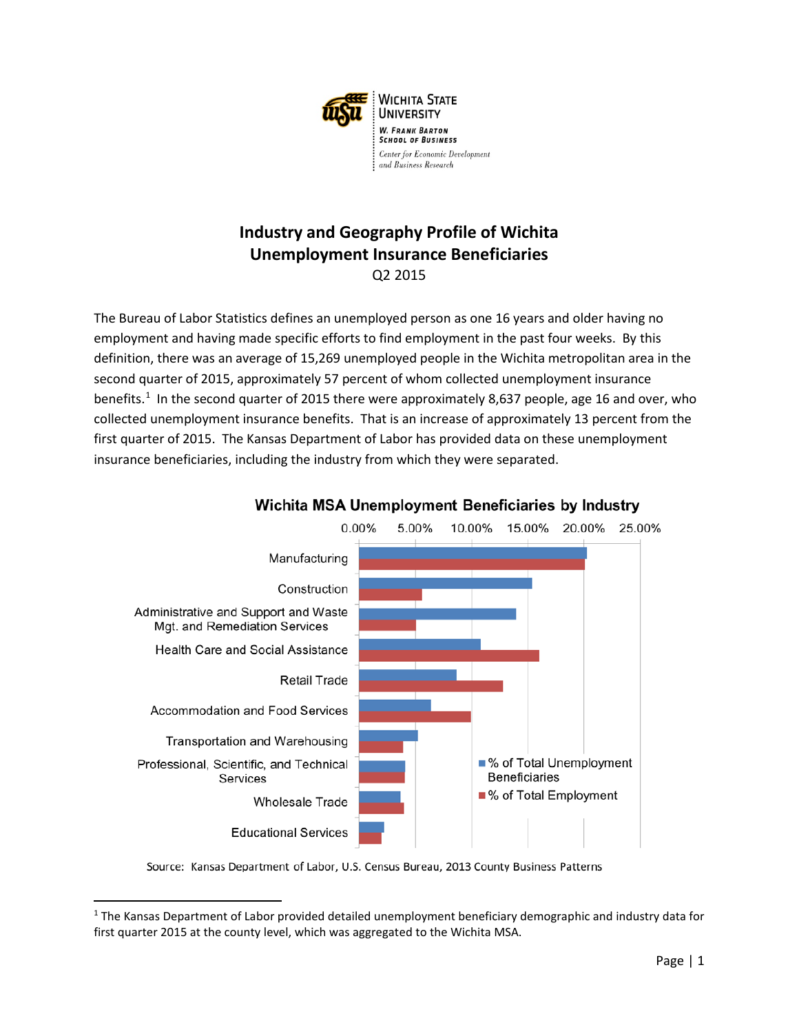Wichita State University
W. Frank Barton School of Business
Center for Economic Development and Business Research

# Industry and Geography Profile of Wichita Unemployment Insurance Beneficiaries

Q2 2015

The Bureau of Labor Statistics defines an unemployed person as one 16 years and older having no employment and having made specific efforts to find employment in the past four weeks. By this definition, there was an average of 15,269 unemployed people in the Wichita metropolitan area in the second quarter of 2015, approximately 57 percent of whom collected unemployment insurance benefits.[1] In the second quarter of 2015 there were approximately 8,637 people, age 16 and over, who collected unemployment insurance benefits. That is an increase of approximately 13 percent from the first quarter of 2015. The Kansas Department of Labor has provided data on these unemployment insurance beneficiaries, including the industry from which they were separated.

**Wichita MSA Unemployment Beneficiaries by Industry**

Industries shown (% of Total Unemployment Beneficiaries vs. % of Total Employment): Manufacturing; Construction; Administrative and Support and Waste Mgt. and Remediation Services; Health Care and Social Assistance; Retail Trade; Accommodation and Food Services; Transportation and Warehousing; Professional, Scientific, and Technical Services; Wholesale Trade; Educational Services.

Source: Kansas Department of Labor, U.S. Census Bureau, 2013 County Business Patterns

[1] The Kansas Department of Labor provided detailed unemployment beneficiary demographic and industry data for first quarter 2015 at the county level, which was aggregated to the Wichita MSA.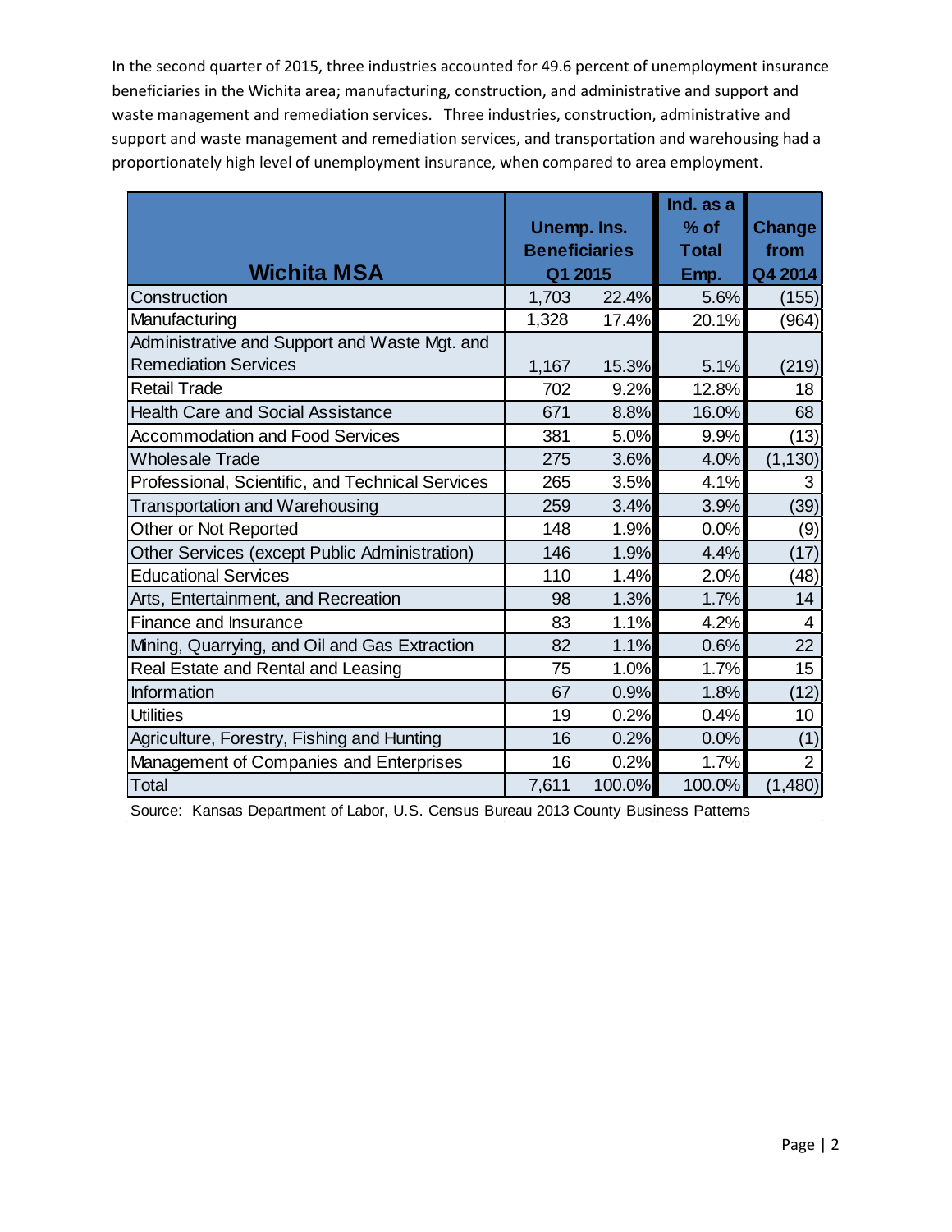In the second quarter of 2015, three industries accounted for 49.6 percent of unemployment insurance beneficiaries in the Wichita area; manufacturing, construction, and administrative and support and waste management and remediation services. Three industries, construction, administrative and support and waste management and remediation services, and transportation and warehousing had a proportionately high level of unemployment insurance, when compared to area employment.

| Wichita MSA | Unemp. Ins. Beneficiaries Q1 2015 | | Ind. as a % of Total Emp. | Change from Q4 2014 |
|---|---|---|---|---|
| Construction | 1,703 | 22.4% | 5.6% | (155) |
| Manufacturing | 1,328 | 17.4% | 20.1% | (964) |
| Administrative and Support and Waste Mgt. and Remediation Services | 1,167 | 15.3% | 5.1% | (219) |
| Retail Trade | 702 | 9.2% | 12.8% | 18 |
| Health Care and Social Assistance | 671 | 8.8% | 16.0% | 68 |
| Accommodation and Food Services | 381 | 5.0% | 9.9% | (13) |
| Wholesale Trade | 275 | 3.6% | 4.0% | (1,130) |
| Professional, Scientific, and Technical Services | 265 | 3.5% | 4.1% | 3 |
| Transportation and Warehousing | 259 | 3.4% | 3.9% | (39) |
| Other or Not Reported | 148 | 1.9% | 0.0% | (9) |
| Other Services (except Public Administration) | 146 | 1.9% | 4.4% | (17) |
| Educational Services | 110 | 1.4% | 2.0% | (48) |
| Arts, Entertainment, and Recreation | 98 | 1.3% | 1.7% | 14 |
| Finance and Insurance | 83 | 1.1% | 4.2% | 4 |
| Mining, Quarrying, and Oil and Gas Extraction | 82 | 1.1% | 0.6% | 22 |
| Real Estate and Rental and Leasing | 75 | 1.0% | 1.7% | 15 |
| Information | 67 | 0.9% | 1.8% | (12) |
| Utilities | 19 | 0.2% | 0.4% | 10 |
| Agriculture, Forestry, Fishing and Hunting | 16 | 0.2% | 0.0% | (1) |
| Management of Companies and Enterprises | 16 | 0.2% | 1.7% | 2 |
| Total | 7,611 | 100.0% | 100.0% | (1,480) |

Source: Kansas Department of Labor, U.S. Census Bureau 2013 County Business Patterns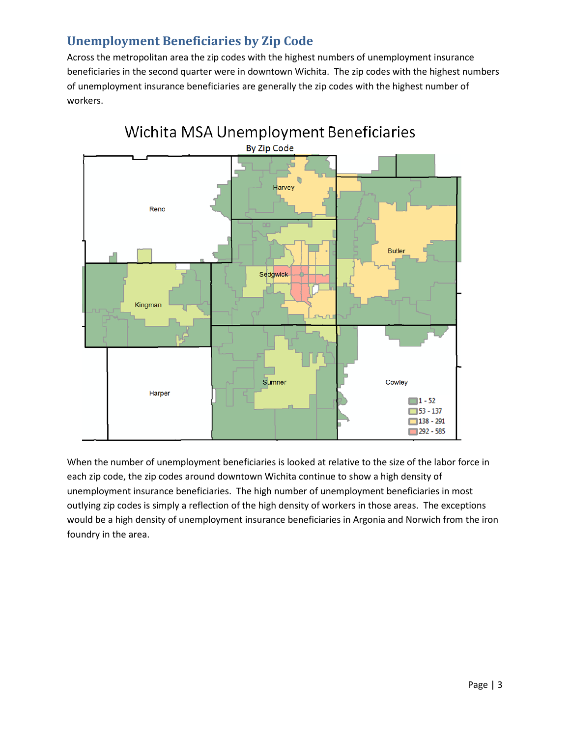## Unemployment Beneficiaries by Zip Code

Across the metropolitan area the zip codes with the highest numbers of unemployment insurance beneficiaries in the second quarter were in downtown Wichita. The zip codes with the highest numbers of unemployment insurance beneficiaries are generally the zip codes with the highest number of workers.

When the number of unemployment beneficiaries is looked at relative to the size of the labor force in each zip code, the zip codes around downtown Wichita continue to show a high density of unemployment insurance beneficiaries. The high number of unemployment beneficiaries in most outlying zip codes is simply a reflection of the high density of workers in those areas. The exceptions would be a high density of unemployment insurance beneficiaries in Argonia and Norwich from the iron foundry in the area.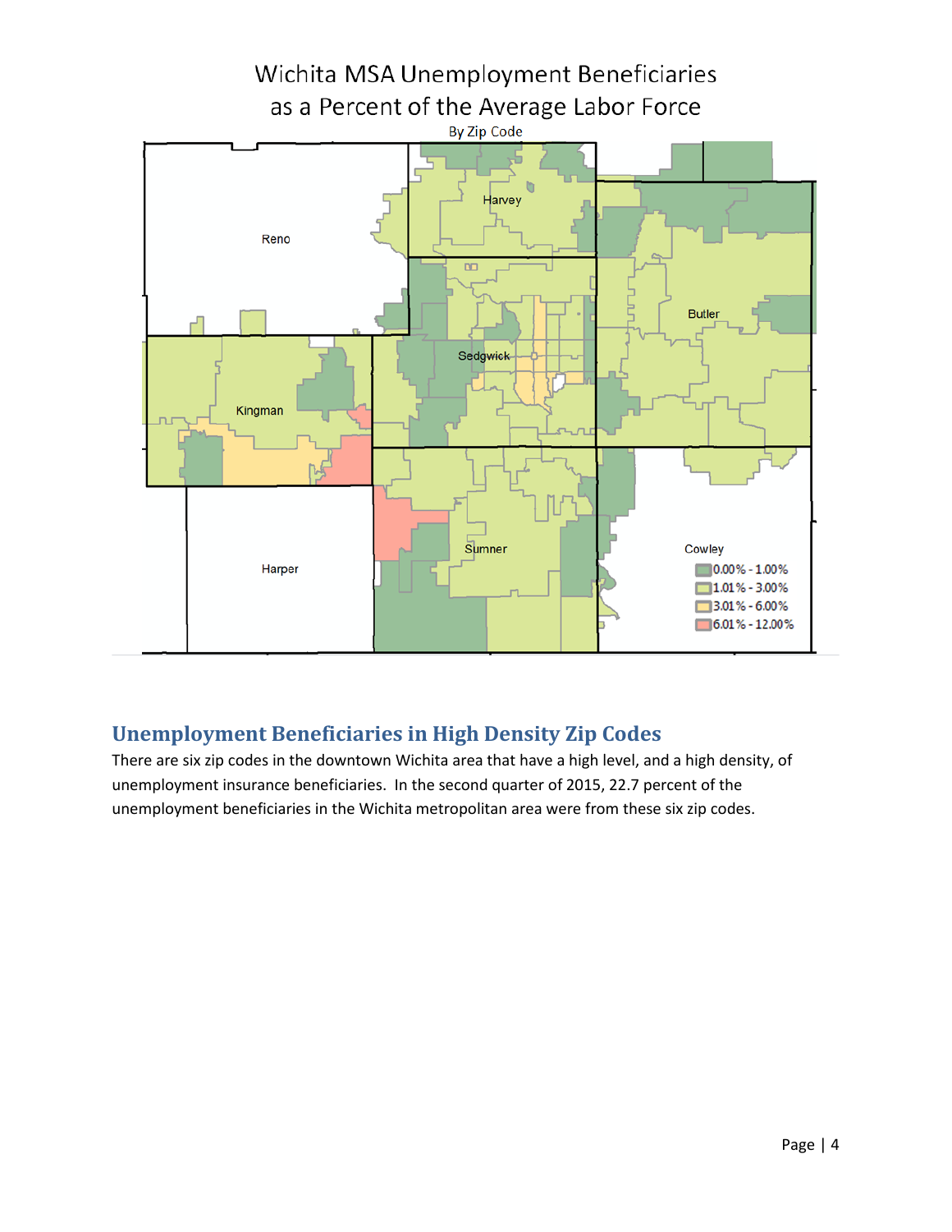Wichita MSA Unemployment Beneficiaries as a Percent of the Average Labor Force

By Zip Code

## Unemployment Beneficiaries in High Density Zip Codes

There are six zip codes in the downtown Wichita area that have a high level, and a high density, of unemployment insurance beneficiaries. In the second quarter of 2015, 22.7 percent of the unemployment beneficiaries in the Wichita metropolitan area were from these six zip codes.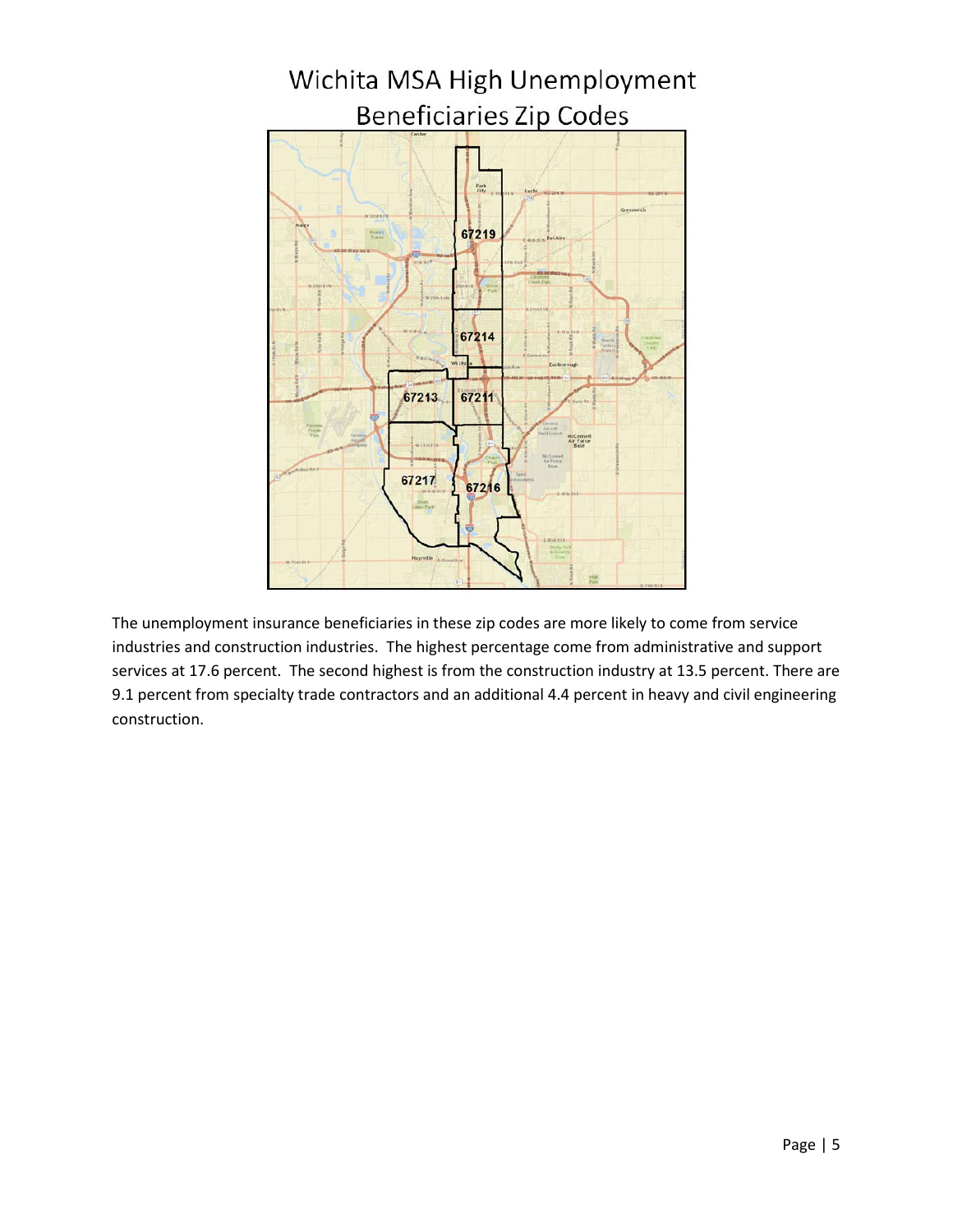# Wichita MSA High Unemployment Beneficiaries Zip Codes

The unemployment insurance beneficiaries in these zip codes are more likely to come from service industries and construction industries. The highest percentage come from administrative and support services at 17.6 percent. The second highest is from the construction industry at 13.5 percent. There are 9.1 percent from specialty trade contractors and an additional 4.4 percent in heavy and civil engineering construction.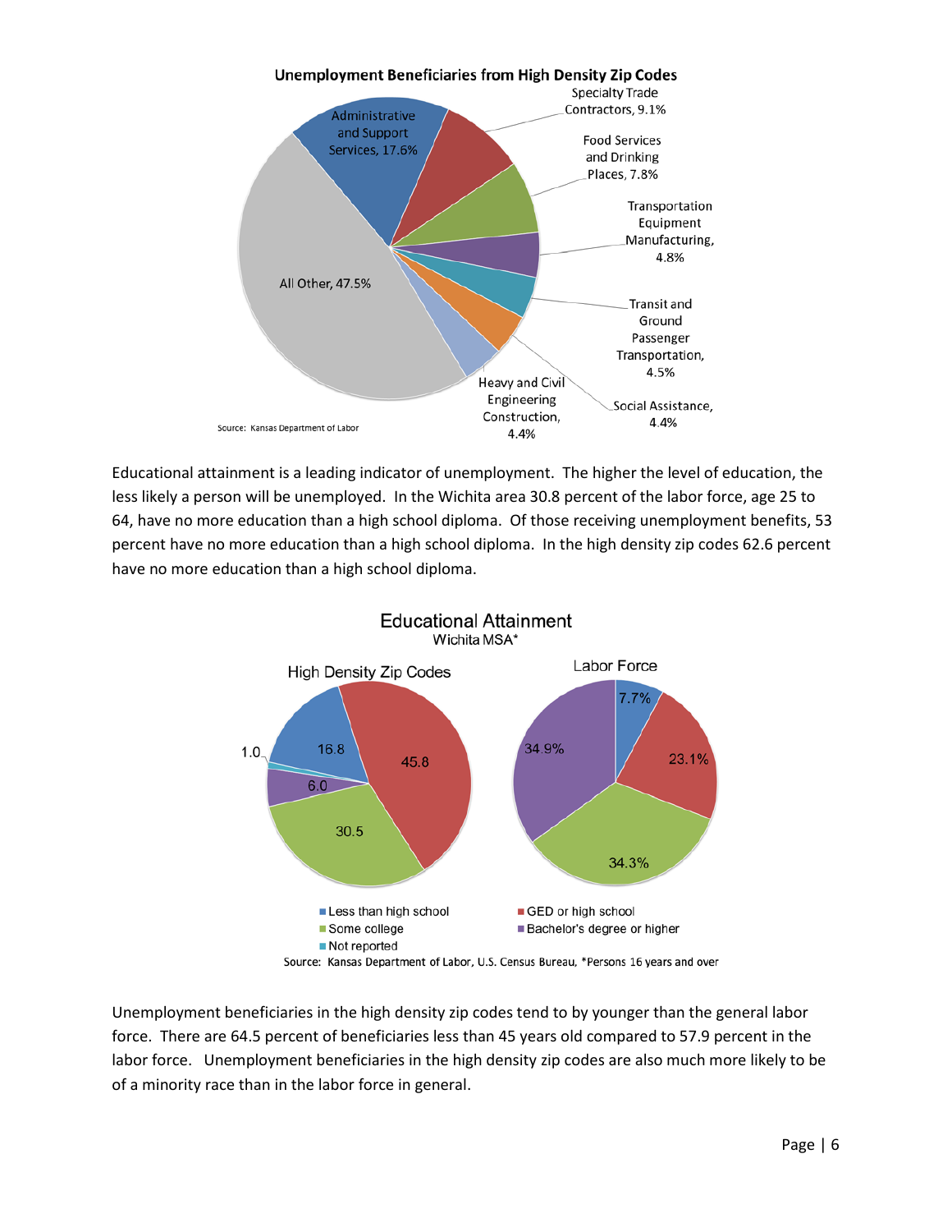**Unemployment Beneficiaries from High Density Zip Codes**

| Industry | Percent |
|---|---|
| Administrative and Support Services | 17.6% |
| Specialty Trade Contractors | 9.1% |
| Food Services and Drinking Places | 7.8% |
| Transportation Equipment Manufacturing | 4.8% |
| Transit and Ground Passenger Transportation | 4.5% |
| Social Assistance | 4.4% |
| Heavy and Civil Engineering Construction | 4.4% |
| All Other | 47.5% |

Source: Kansas Department of Labor

Educational attainment is a leading indicator of unemployment. The higher the level of education, the less likely a person will be unemployed. In the Wichita area 30.8 percent of the labor force, age 25 to 64, have no more education than a high school diploma. Of those receiving unemployment benefits, 53 percent have no more education than a high school diploma. In the high density zip codes 62.6 percent have no more education than a high school diploma.

**Educational Attainment**
Wichita MSA*

| | High Density Zip Codes | Labor Force |
|---|---|---|
| Less than high school | 16.8 | 7.7% |
| GED or high school | 45.8 | 23.1% |
| Some college | 30.5 | 34.3% |
| Bachelor's degree or higher | 6.0 | 34.9% |
| Not reported | 1.0 | |

Source: Kansas Department of Labor, U.S. Census Bureau, *Persons 16 years and over

Unemployment beneficiaries in the high density zip codes tend to by younger than the general labor force. There are 64.5 percent of beneficiaries less than 45 years old compared to 57.9 percent in the labor force. Unemployment beneficiaries in the high density zip codes are also much more likely to be of a minority race than in the labor force in general.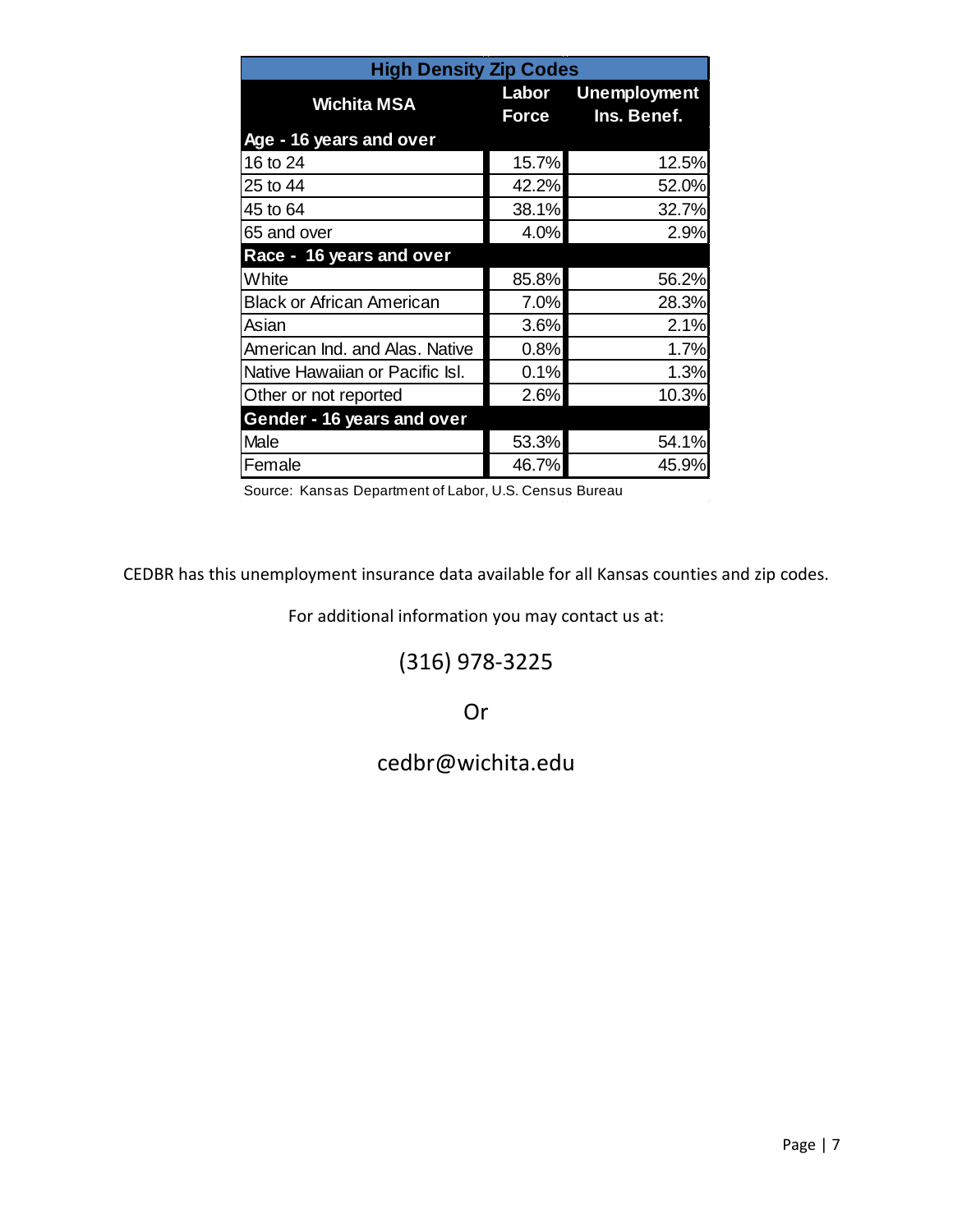| High Density Zip Codes | | |
|---|---|---|
| **Wichita MSA** | **Labor Force** | **Unemployment Ins. Benef.** |
| **Age - 16 years and over** | | |
| 16 to 24 | 15.7% | 12.5% |
| 25 to 44 | 42.2% | 52.0% |
| 45 to 64 | 38.1% | 32.7% |
| 65 and over | 4.0% | 2.9% |
| **Race - 16 years and over** | | |
| White | 85.8% | 56.2% |
| Black or African American | 7.0% | 28.3% |
| Asian | 3.6% | 2.1% |
| American Ind. and Alas. Native | 0.8% | 1.7% |
| Native Hawaiian or Pacific Isl. | 0.1% | 1.3% |
| Other or not reported | 2.6% | 10.3% |
| **Gender - 16 years and over** | | |
| Male | 53.3% | 54.1% |
| Female | 46.7% | 45.9% |

Source: Kansas Department of Labor, U.S. Census Bureau

CEDBR has this unemployment insurance data available for all Kansas counties and zip codes.

For additional information you may contact us at:

(316) 978-3225

Or

cedbr@wichita.edu